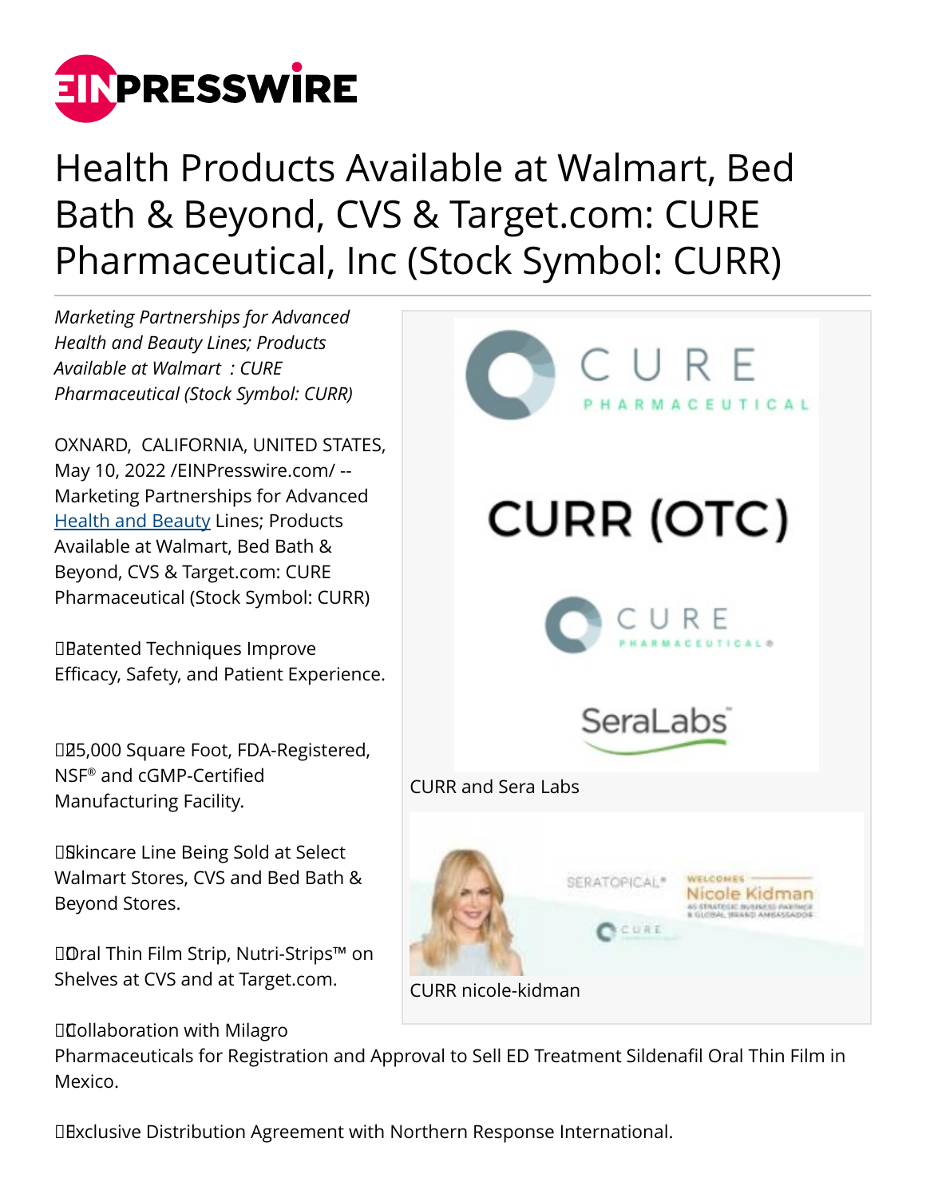# Health Products Available at Walmart, Bed Bath & Beyond, CVS & Target.com: CURE Pharmaceutical, Inc (Stock Symbol: CURR)

*Marketing Partnerships for Advanced Health and Beauty Lines; Products Available at Walmart : CURE Pharmaceutical (Stock Symbol: CURR)*

OXNARD, CALIFORNIA, UNITED STATES, May 10, 2022 /EINPresswire.com/ -- Marketing Partnerships for Advanced Health and Beauty Lines; Products Available at Walmart, Bed Bath & Beyond, CVS & Target.com: CURE Pharmaceutical (Stock Symbol: CURR)

Patented Techniques Improve Efficacy, Safety, and Patient Experience.

25,000 Square Foot, FDA-Registered, NSF® and cGMP-Certified Manufacturing Facility.

Skincare Line Being Sold at Select Walmart Stores, CVS and Bed Bath & Beyond Stores.

Oral Thin Film Strip, Nutri-Strips™ on Shelves at CVS and at Target.com.

Collaboration with Milagro Pharmaceuticals for Registration and Approval to Sell ED Treatment Sildenafil Oral Thin Film in Mexico.

Exclusive Distribution Agreement with Northern Response International.

CURR and Sera Labs

CURR nicole-kidman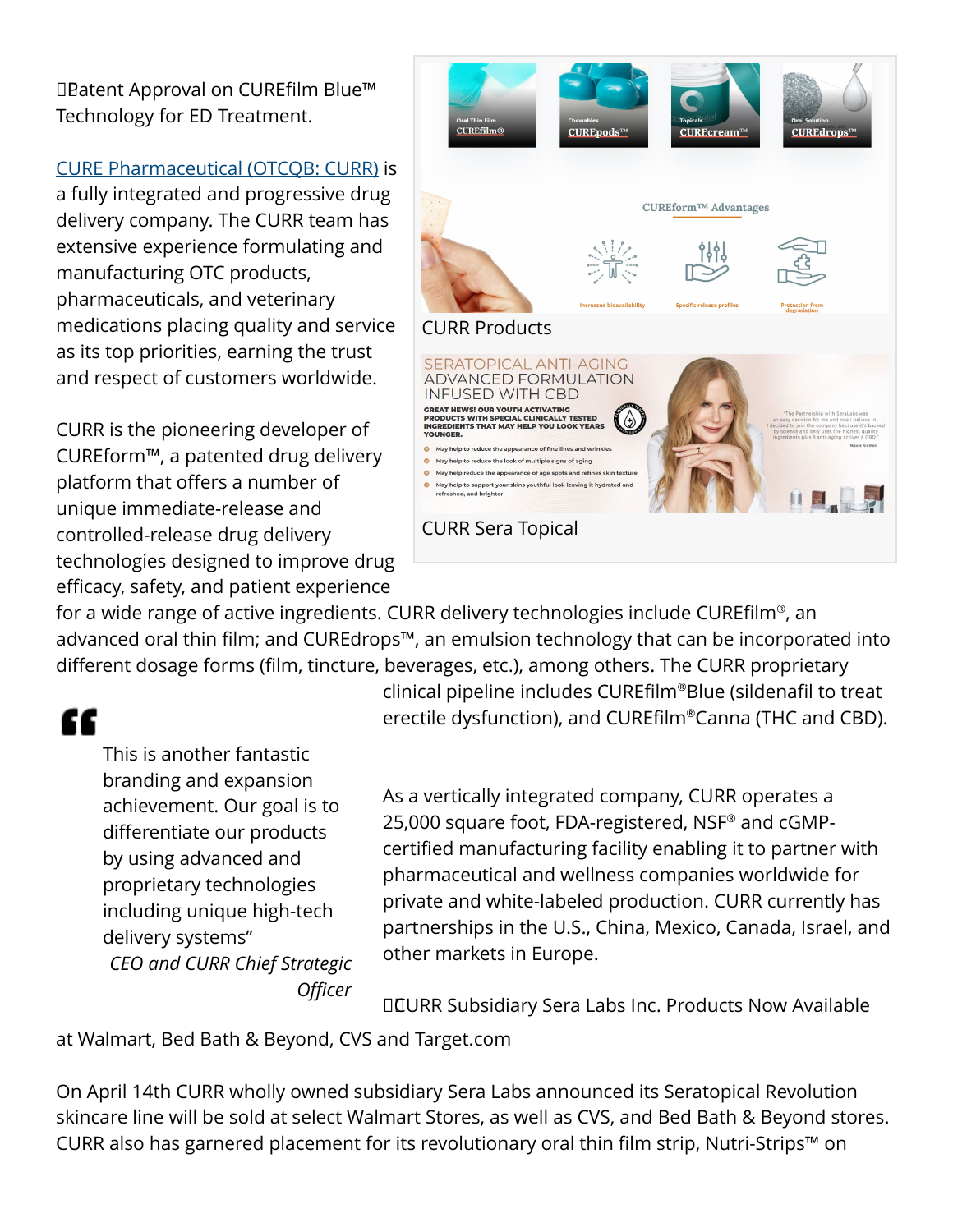Patent Approval on CUREfilm Blue™ Technology for ED Treatment.

CURE Pharmaceutical (OTCQB: CURR) is a fully integrated and progressive drug delivery company. The CURR team has extensive experience formulating and manufacturing OTC products, pharmaceuticals, and veterinary medications placing quality and service as its top priorities, earning the trust and respect of customers worldwide.

CURR is the pioneering developer of CUREform™, a patented drug delivery platform that offers a number of unique immediate-release and controlled-release drug delivery technologies designed to improve drug efficacy, safety, and patient experience for a wide range of active ingredients. CURR delivery technologies include CUREfilm®, an advanced oral thin film; and CUREdrops™, an emulsion technology that can be incorporated into different dosage forms (film, tincture, beverages, etc.), among others. The CURR proprietary clinical pipeline includes CUREfilm®Blue (sildenafil to treat erectile dysfunction), and CUREfilm®Canna (THC and CBD).

CURR Products

CURR Sera Topical

> This is another fantastic branding and expansion achievement. Our goal is to differentiate our products by using advanced and proprietary technologies including unique high-tech delivery systems"
>
> *CEO and CURR Chief Strategic Officer*

As a vertically integrated company, CURR operates a 25,000 square foot, FDA-registered, NSF® and cGMP-certified manufacturing facility enabling it to partner with pharmaceutical and wellness companies worldwide for private and white-labeled production. CURR currently has partnerships in the U.S., China, Mexico, Canada, Israel, and other markets in Europe.

CURR Subsidiary Sera Labs Inc. Products Now Available at Walmart, Bed Bath & Beyond, CVS and Target.com

On April 14th CURR wholly owned subsidiary Sera Labs announced its Seratopical Revolution skincare line will be sold at select Walmart Stores, as well as CVS, and Bed Bath & Beyond stores. CURR also has garnered placement for its revolutionary oral thin film strip, Nutri-Strips™ on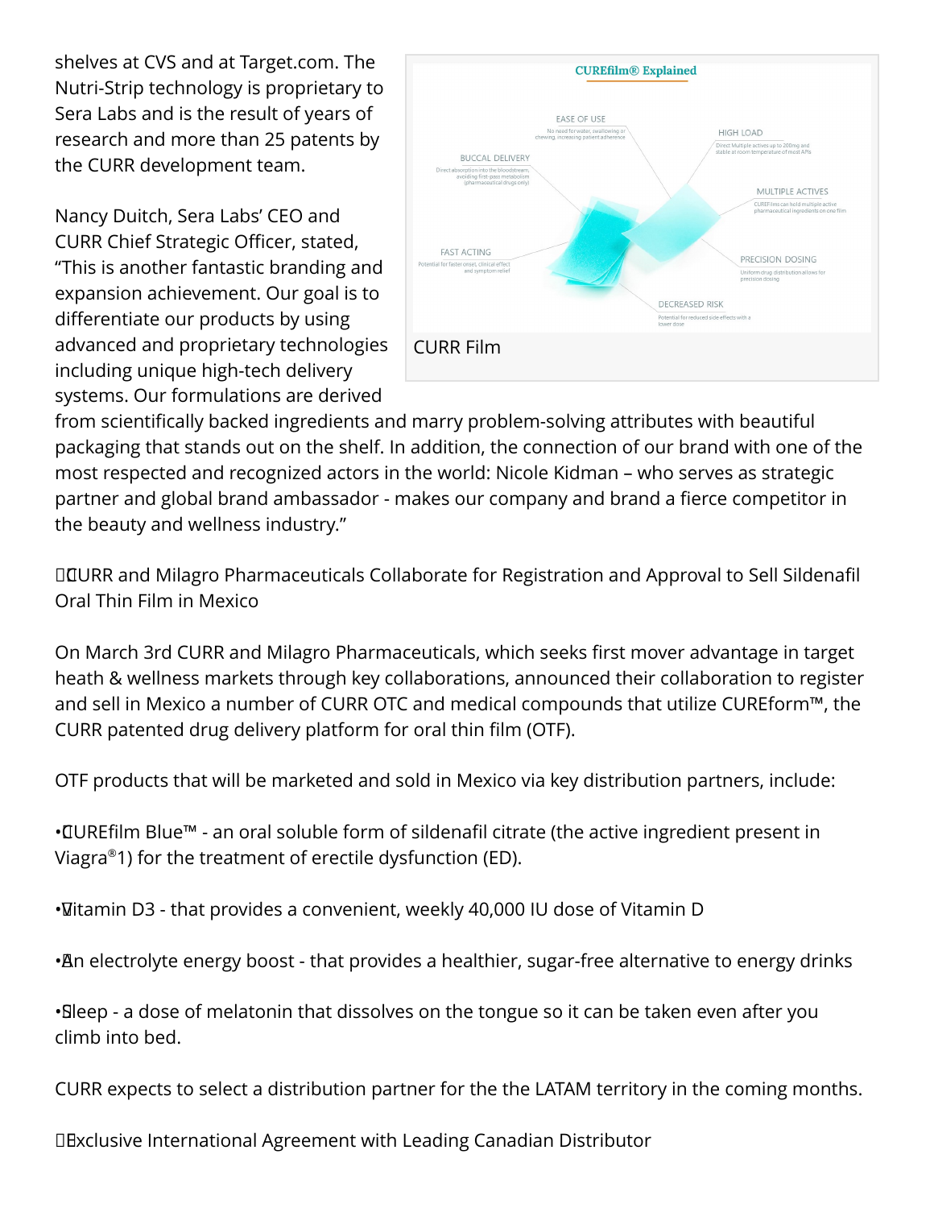shelves at CVS and at Target.com. The Nutri-Strip technology is proprietary to Sera Labs and is the result of years of research and more than 25 patents by the CURR development team.

Nancy Duitch, Sera Labs' CEO and CURR Chief Strategic Officer, stated, "This is another fantastic branding and expansion achievement. Our goal is to differentiate our products by using advanced and proprietary technologies including unique high-tech delivery systems. Our formulations are derived from scientifically backed ingredients and marry problem-solving attributes with beautiful packaging that stands out on the shelf. In addition, the connection of our brand with one of the most respected and recognized actors in the world: Nicole Kidman – who serves as strategic partner and global brand ambassador - makes our company and brand a fierce competitor in the beauty and wellness industry."

CURR Film

CURR and Milagro Pharmaceuticals Collaborate for Registration and Approval to Sell Sildenafil Oral Thin Film in Mexico

On March 3rd CURR and Milagro Pharmaceuticals, which seeks first mover advantage in target heath & wellness markets through key collaborations, announced their collaboration to register and sell in Mexico a number of CURR OTC and medical compounds that utilize CUREform™, the CURR patented drug delivery platform for oral thin film (OTF).

OTF products that will be marketed and sold in Mexico via key distribution partners, include:

- CUREfilm Blue™ - an oral soluble form of sildenafil citrate (the active ingredient present in Viagra®1) for the treatment of erectile dysfunction (ED).
- Vitamin D3 - that provides a convenient, weekly 40,000 IU dose of Vitamin D
- An electrolyte energy boost - that provides a healthier, sugar-free alternative to energy drinks
- Sleep - a dose of melatonin that dissolves on the tongue so it can be taken even after you climb into bed.

CURR expects to select a distribution partner for the the LATAM territory in the coming months.

Exclusive International Agreement with Leading Canadian Distributor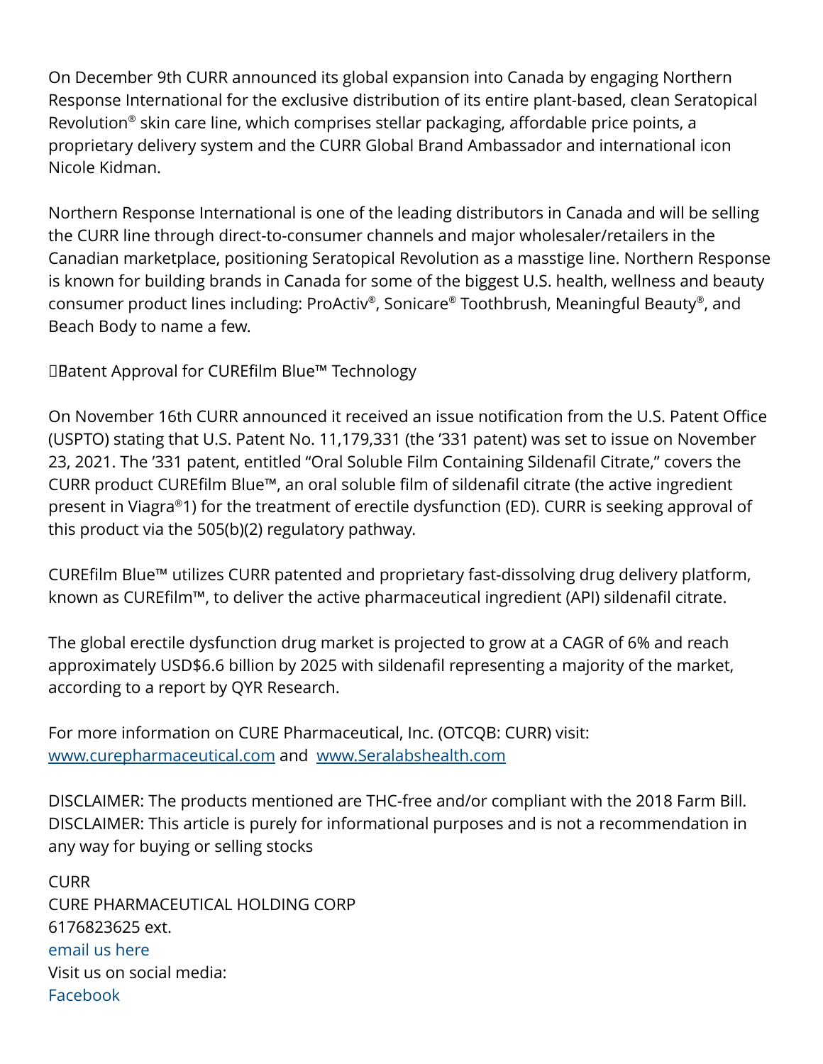On December 9th CURR announced its global expansion into Canada by engaging Northern Response International for the exclusive distribution of its entire plant-based, clean Seratopical Revolution® skin care line, which comprises stellar packaging, affordable price points, a proprietary delivery system and the CURR Global Brand Ambassador and international icon Nicole Kidman.

Northern Response International is one of the leading distributors in Canada and will be selling the CURR line through direct-to-consumer channels and major wholesaler/retailers in the Canadian marketplace, positioning Seratopical Revolution as a masstige line. Northern Response is known for building brands in Canada for some of the biggest U.S. health, wellness and beauty consumer product lines including: ProActiv®, Sonicare® Toothbrush, Meaningful Beauty®, and Beach Body to name a few.

Patent Approval for CUREfilm Blue™ Technology

On November 16th CURR announced it received an issue notification from the U.S. Patent Office (USPTO) stating that U.S. Patent No. 11,179,331 (the '331 patent) was set to issue on November 23, 2021. The '331 patent, entitled "Oral Soluble Film Containing Sildenafil Citrate," covers the CURR product CUREfilm Blue™, an oral soluble film of sildenafil citrate (the active ingredient present in Viagra®1) for the treatment of erectile dysfunction (ED). CURR is seeking approval of this product via the 505(b)(2) regulatory pathway.

CUREfilm Blue™ utilizes CURR patented and proprietary fast-dissolving drug delivery platform, known as CUREfilm™, to deliver the active pharmaceutical ingredient (API) sildenafil citrate.

The global erectile dysfunction drug market is projected to grow at a CAGR of 6% and reach approximately USD$6.6 billion by 2025 with sildenafil representing a majority of the market, according to a report by QYR Research.

For more information on CURE Pharmaceutical, Inc. (OTCQB: CURR) visit: www.curepharmaceutical.com and www.Seralabshealth.com

DISCLAIMER: The products mentioned are THC-free and/or compliant with the 2018 Farm Bill.
DISCLAIMER: This article is purely for informational purposes and is not a recommendation in any way for buying or selling stocks

CURR
CURE PHARMACEUTICAL HOLDING CORP
6176823625 ext.
email us here
Visit us on social media:
Facebook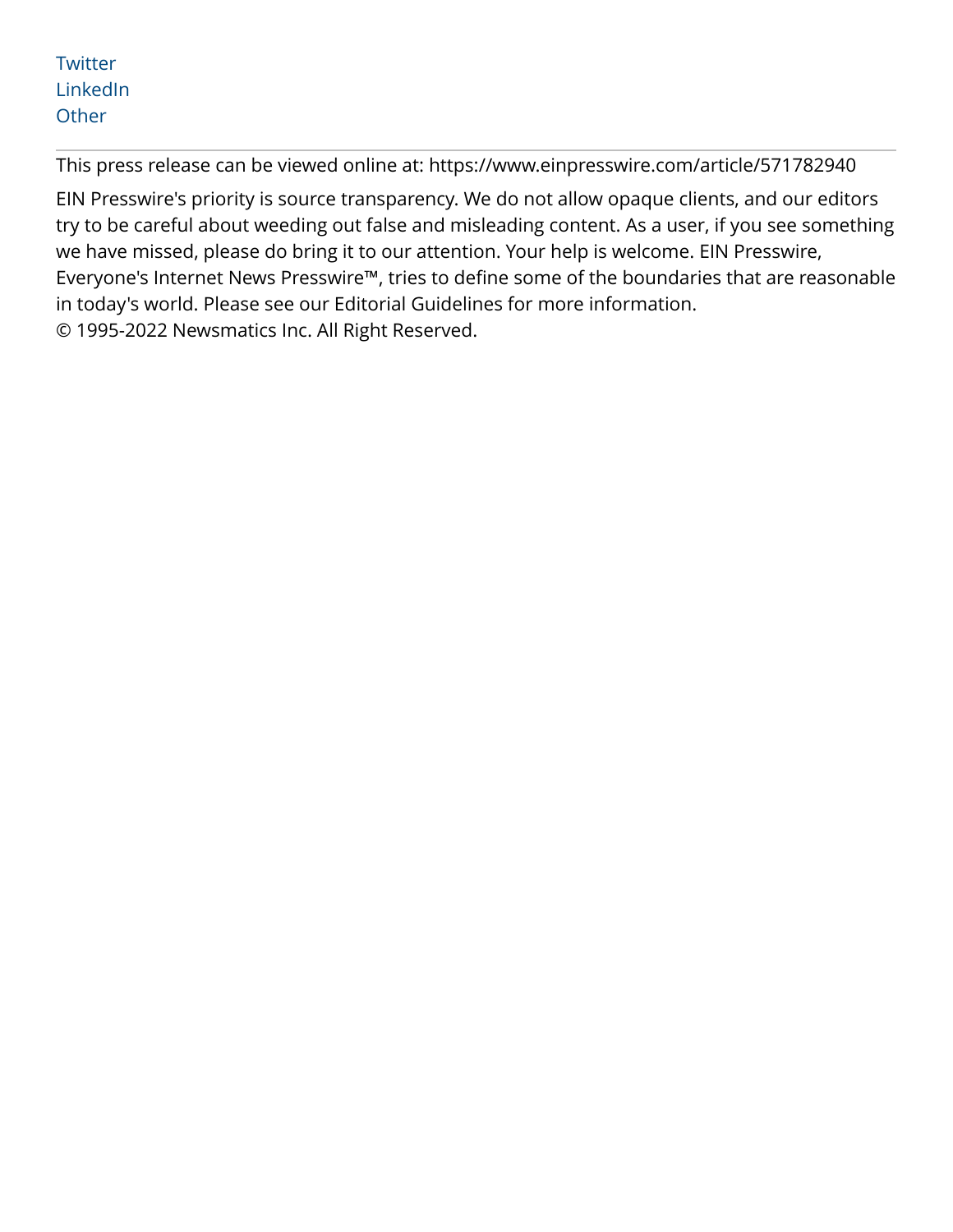Twitter
LinkedIn
Other

---

This press release can be viewed online at: https://www.einpresswire.com/article/571782940

EIN Presswire's priority is source transparency. We do not allow opaque clients, and our editors try to be careful about weeding out false and misleading content. As a user, if you see something we have missed, please do bring it to our attention. Your help is welcome. EIN Presswire, Everyone's Internet News Presswire™, tries to define some of the boundaries that are reasonable in today's world. Please see our Editorial Guidelines for more information.
© 1995-2022 Newsmatics Inc. All Right Reserved.